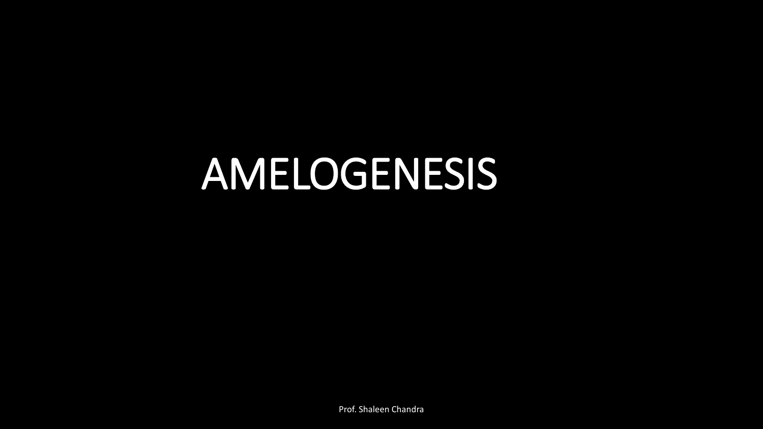# AMELOGENESIS

Prof. Shaleen Chandra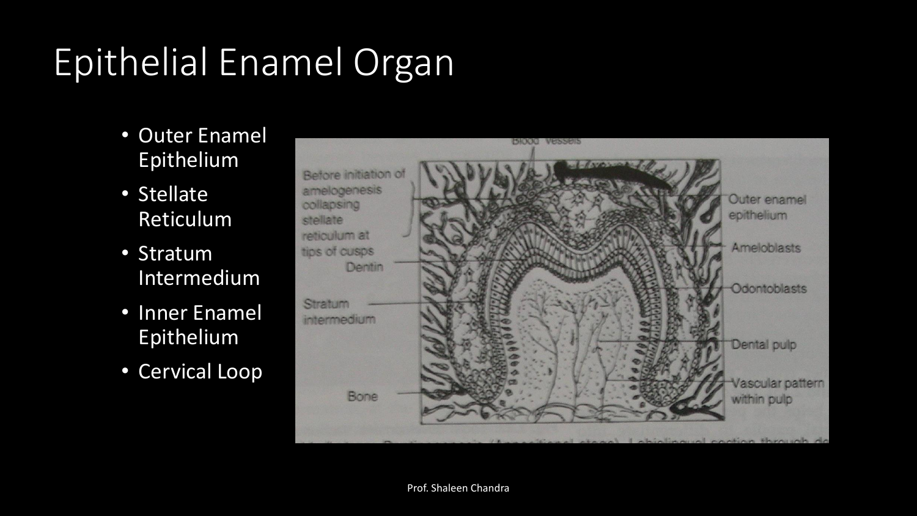# Epithelial Enamel Organ

- Outer Enamel Epithelium
- Stellate Reticulum
- Stratum Intermedium
- Inner Enamel Epithelium
- Cervical Loop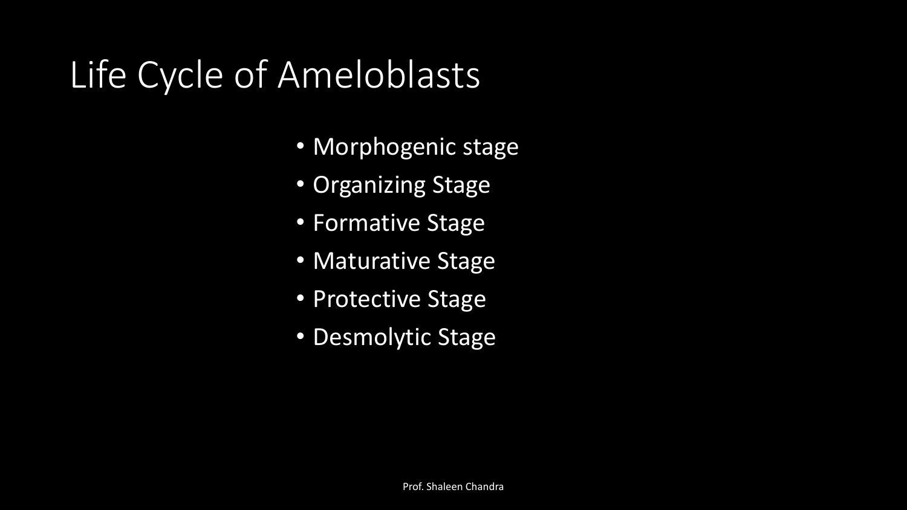# Life Cycle of Ameloblasts

- Morphogenic stage
- Organizing Stage
- Formative Stage
- Maturative Stage
- Protective Stage
- Desmolytic Stage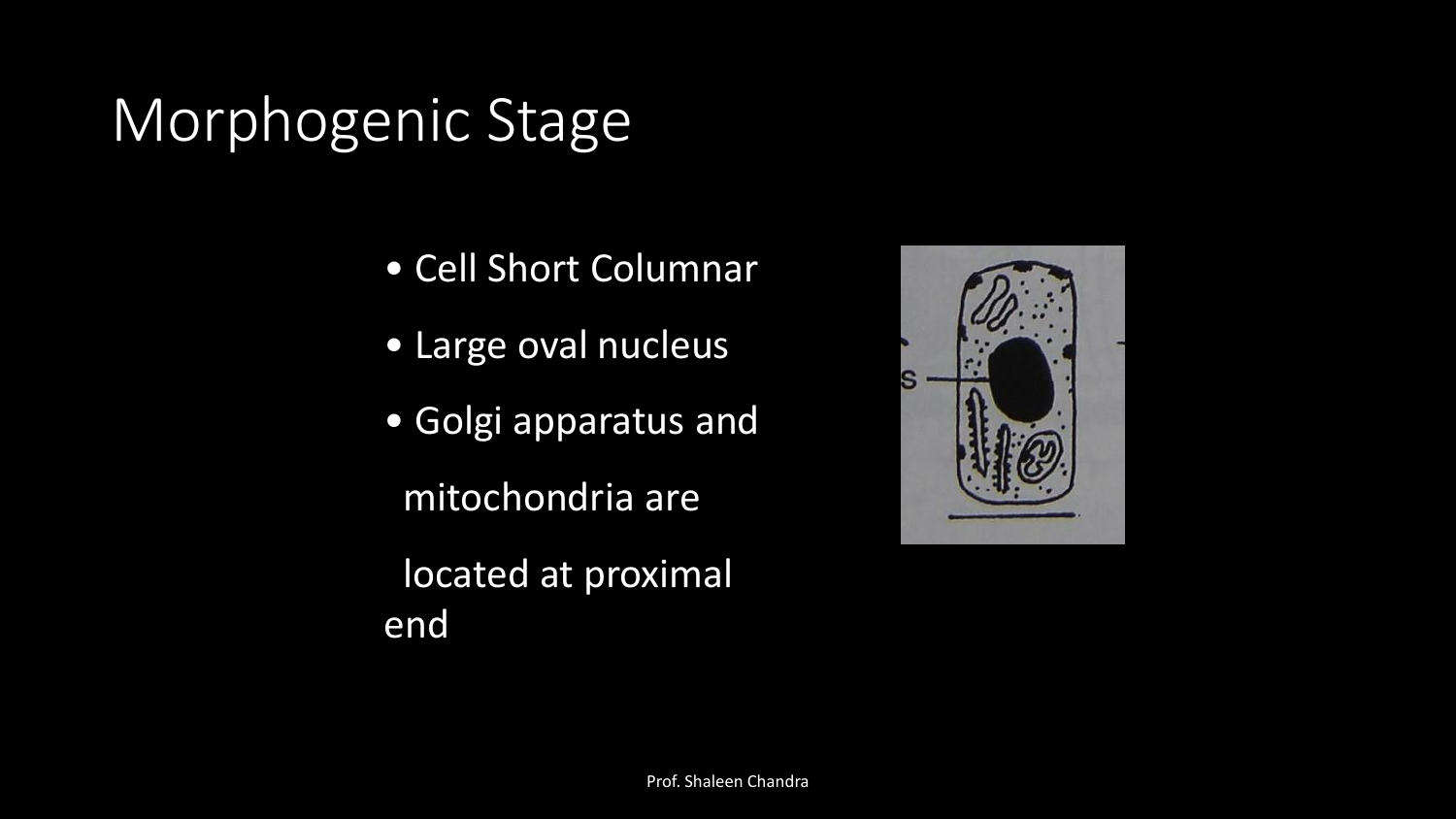# Morphogenic Stage

- Cell Short Columnar
- Large oval nucleus
- Golgi apparatus and mitochondria are located at proximal end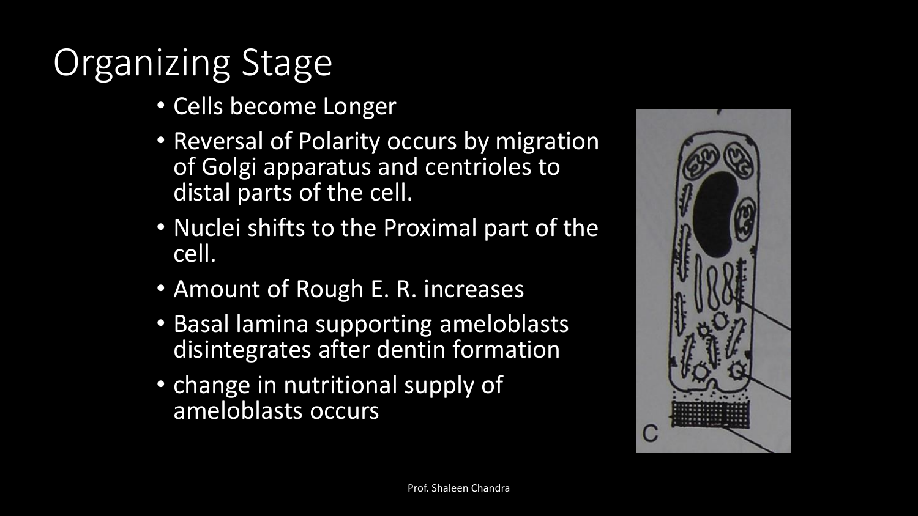# Organizing Stage

- Cells become Longer
- Reversal of Polarity occurs by migration of Golgi apparatus and centrioles to distal parts of the cell.
- Nuclei shifts to the Proximal part of the cell.
- Amount of Rough E. R. increases
- Basal lamina supporting ameloblasts disintegrates after dentin formation
- change in nutritional supply of ameloblasts occurs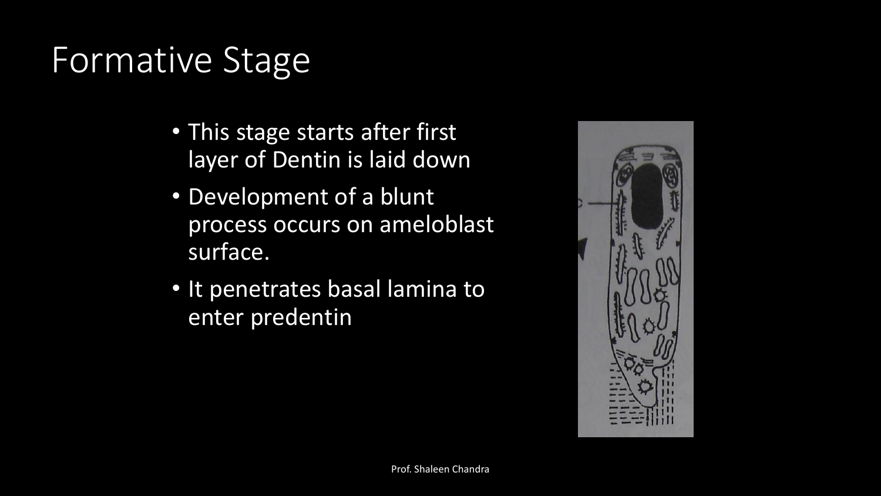# Formative Stage

- This stage starts after first layer of Dentin is laid down
- Development of a blunt process occurs on ameloblast surface.
- It penetrates basal lamina to enter predentin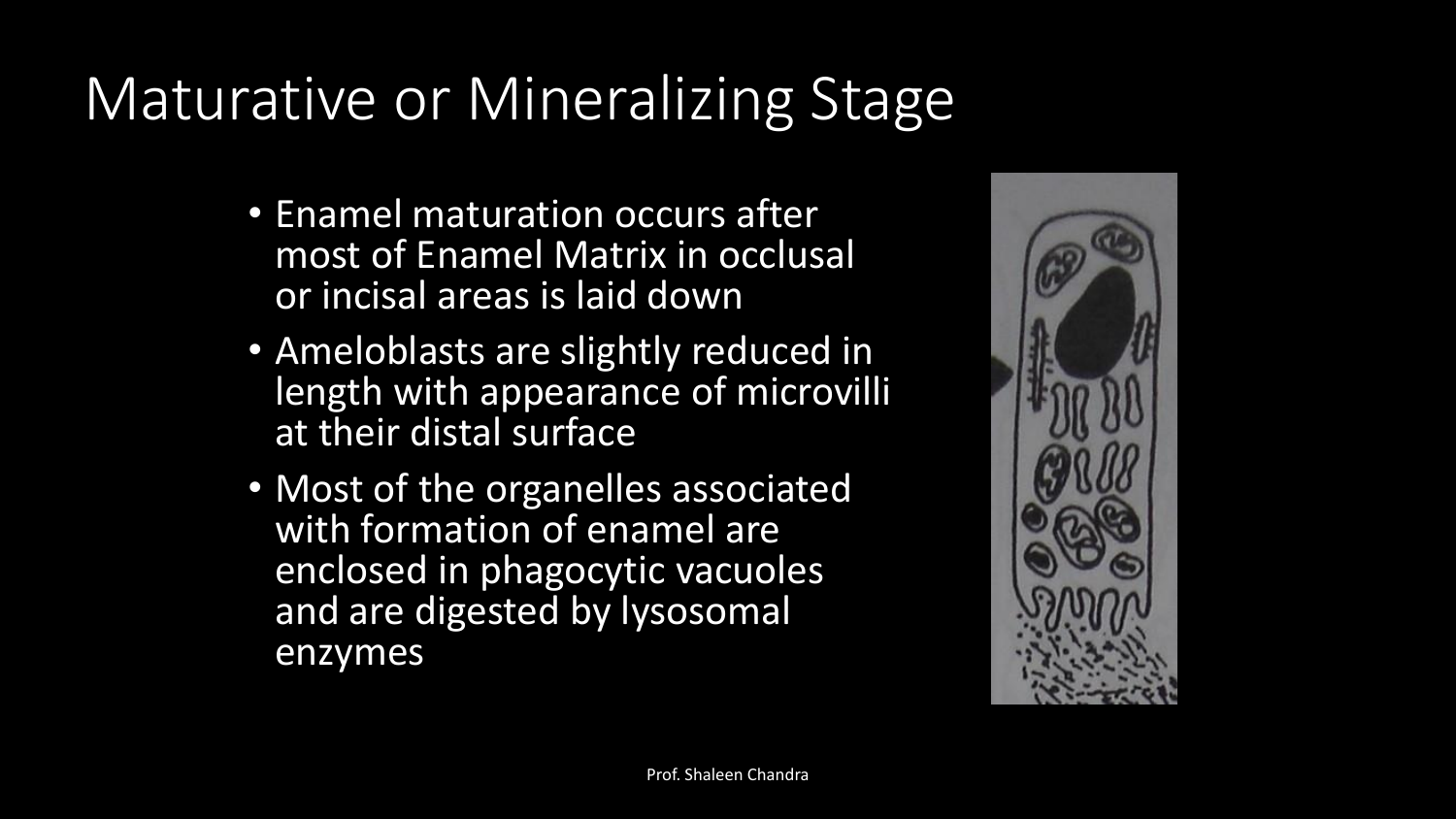# Maturative or Mineralizing Stage

- Enamel maturation occurs after most of Enamel Matrix in occlusal or incisal areas is laid down
- Ameloblasts are slightly reduced in length with appearance of microvilli at their distal surface
- Most of the organelles associated with formation of enamel are enclosed in phagocytic vacuoles and are digested by lysosomal enzymes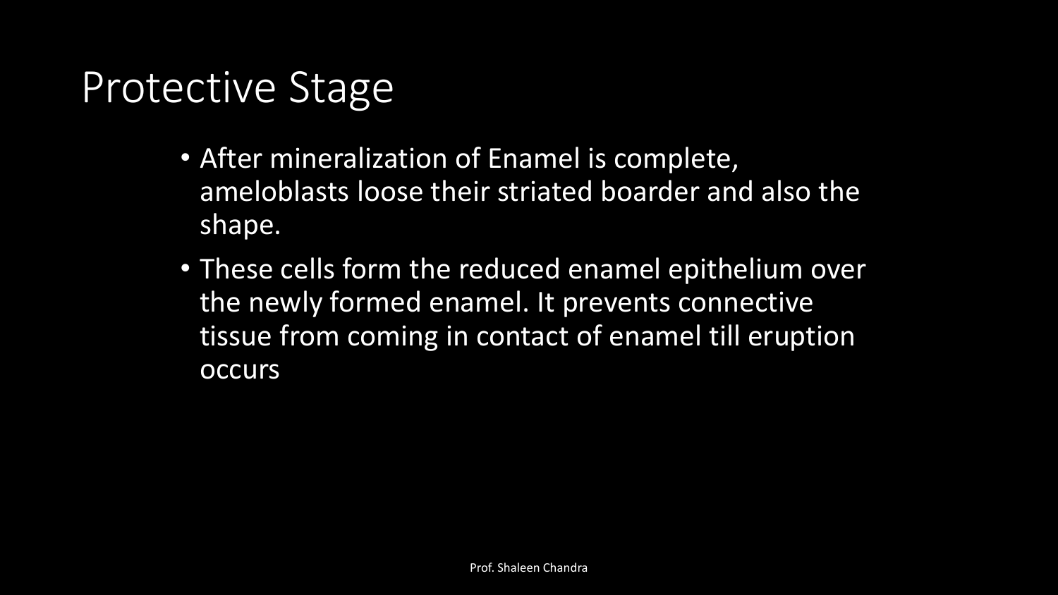# Protective Stage

- After mineralization of Enamel is complete, ameloblasts loose their striated boarder and also the shape.
- These cells form the reduced enamel epithelium over the newly formed enamel. It prevents connective tissue from coming in contact of enamel till eruption occurs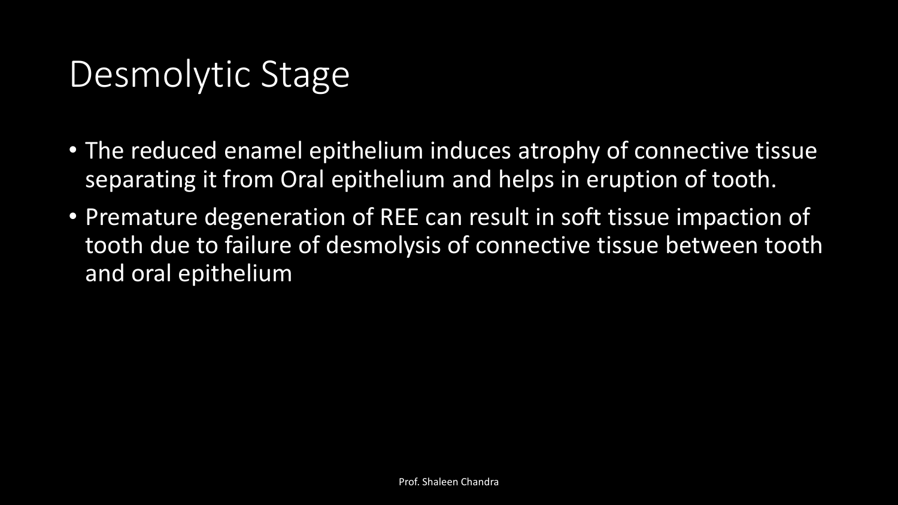# Desmolytic Stage

- The reduced enamel epithelium induces atrophy of connective tissue separating it from Oral epithelium and helps in eruption of tooth.
- Premature degeneration of REE can result in soft tissue impaction of tooth due to failure of desmolysis of connective tissue between tooth and oral epithelium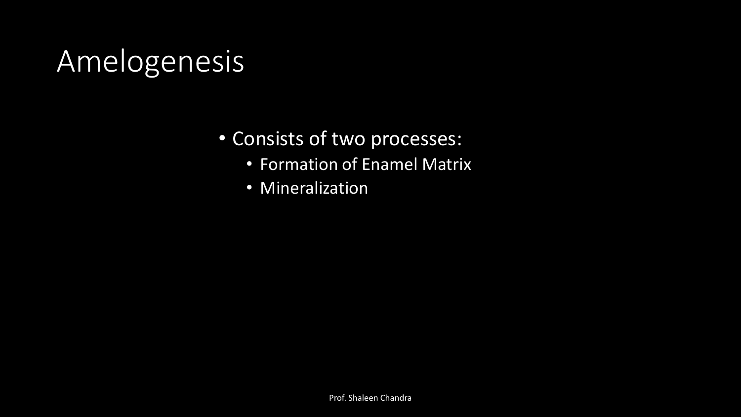# Amelogenesis

- Consists of two processes:
  - Formation of Enamel Matrix
  - Mineralization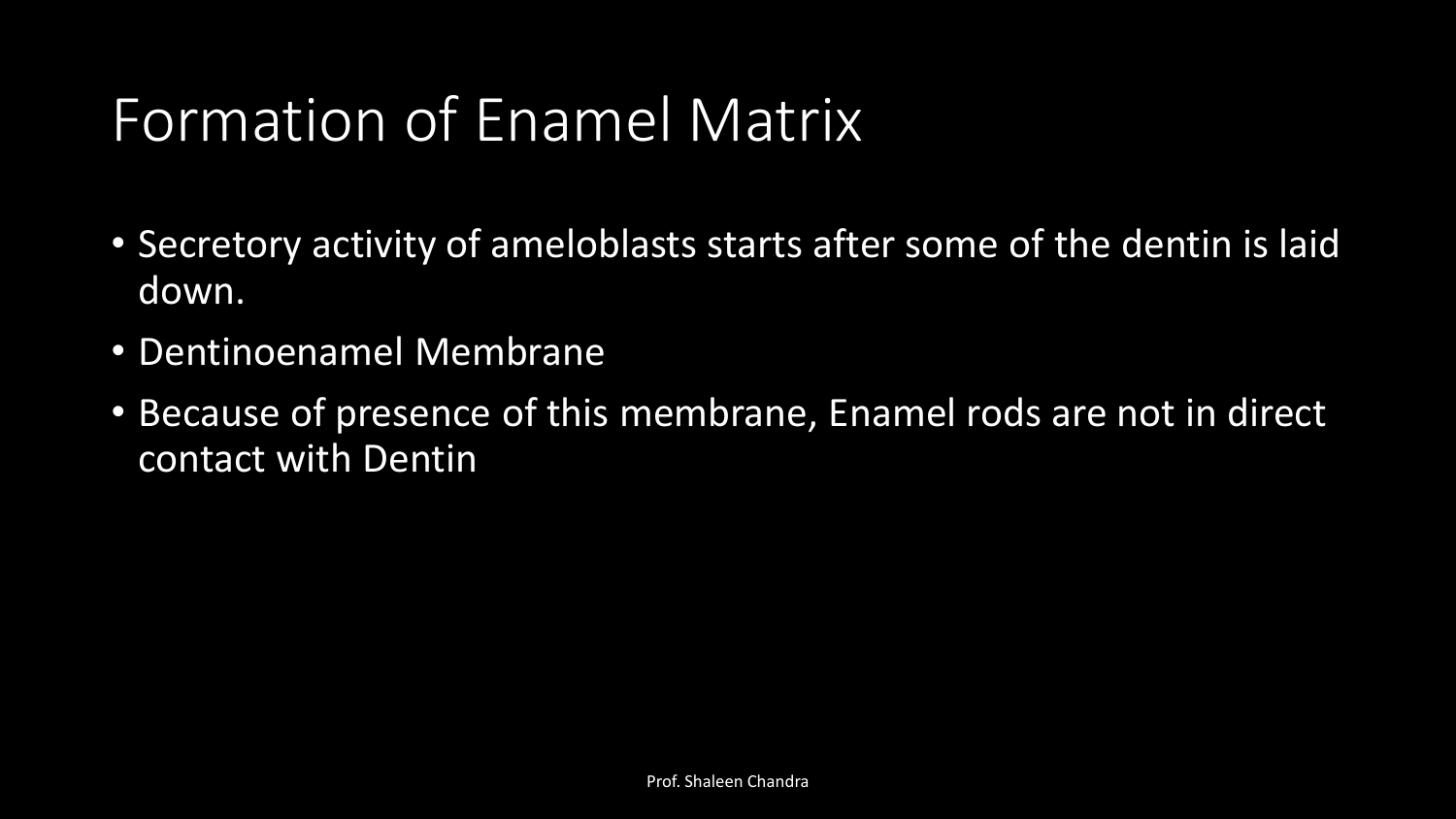# Formation of Enamel Matrix

- Secretory activity of ameloblasts starts after some of the dentin is laid down.
- Dentinoenamel Membrane
- Because of presence of this membrane, Enamel rods are not in direct contact with Dentin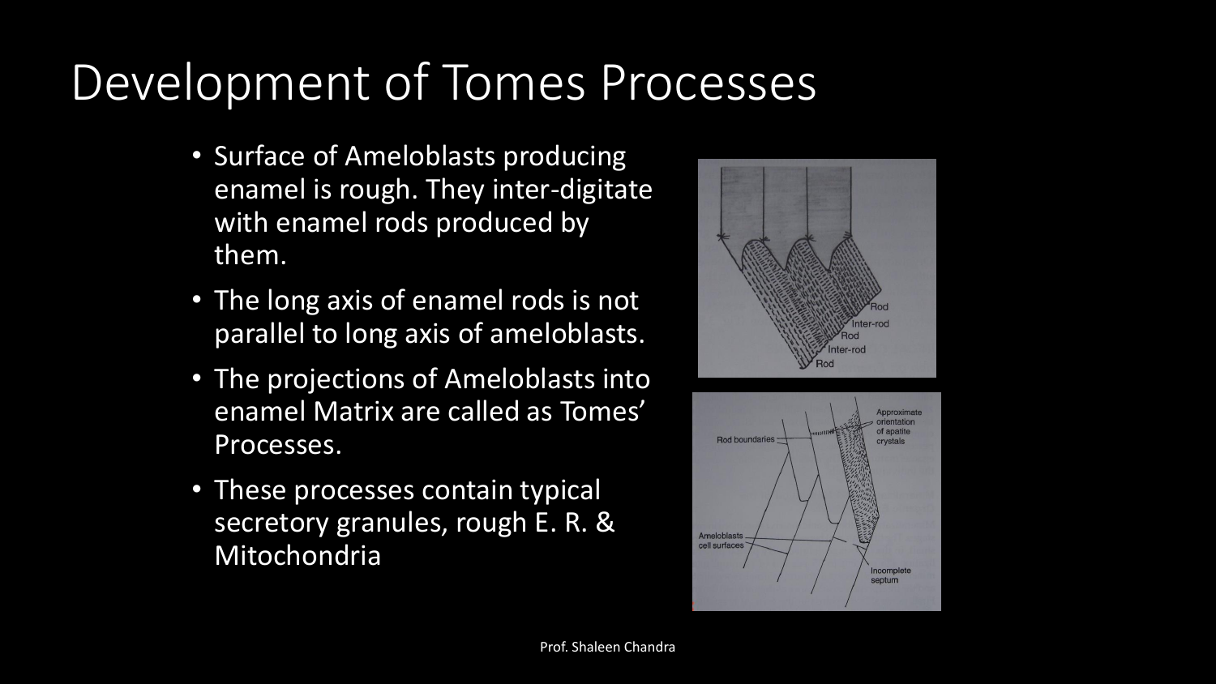# Development of Tomes Processes

- Surface of Ameloblasts producing enamel is rough. They inter-digitate with enamel rods produced by them.
- The long axis of enamel rods is not parallel to long axis of ameloblasts.
- The projections of Ameloblasts into enamel Matrix are called as Tomes' Processes.
- These processes contain typical secretory granules, rough E. R. & Mitochondria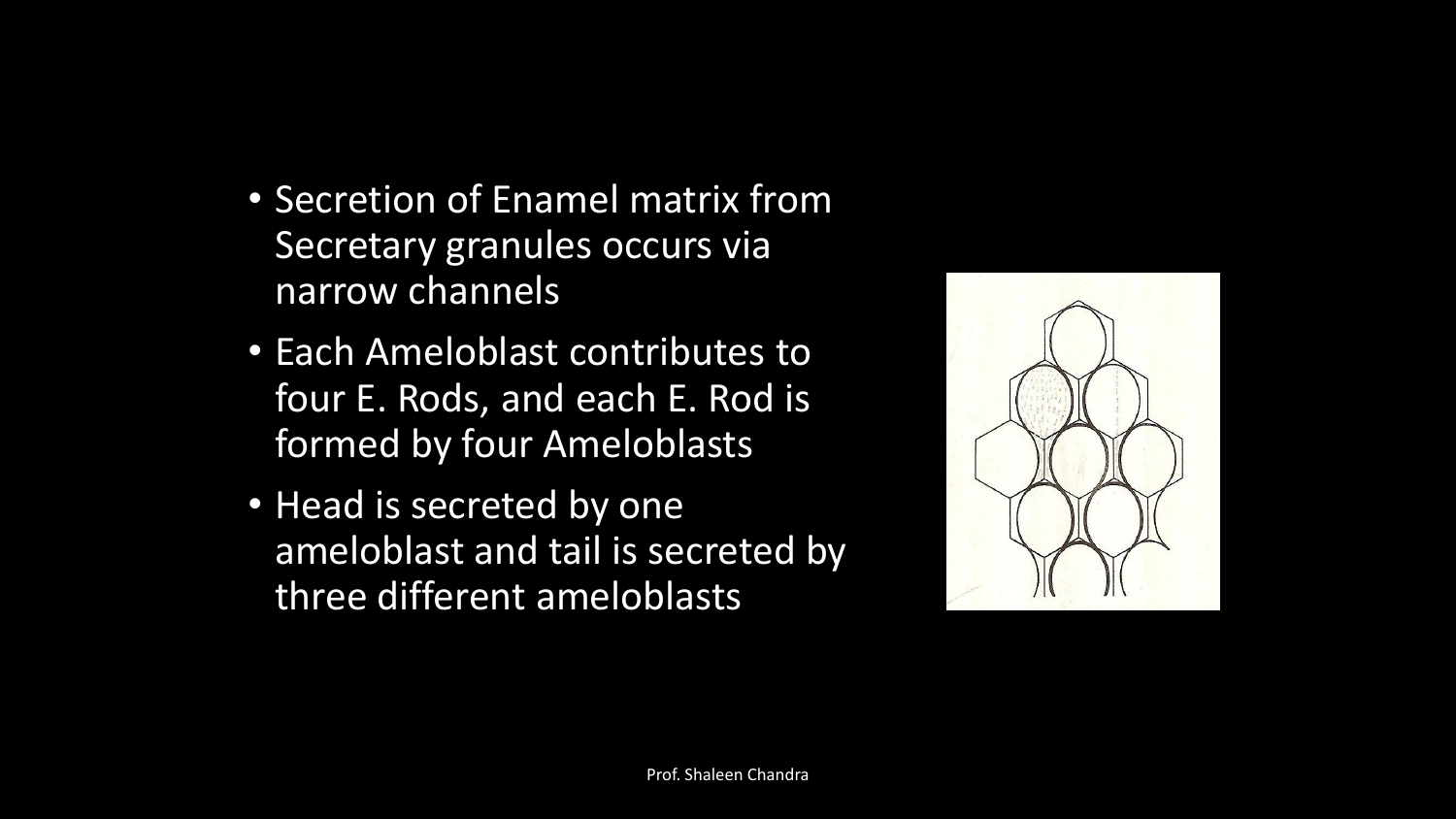- Secretion of Enamel matrix from Secretary granules occurs via narrow channels
- Each Ameloblast contributes to four E. Rods, and each E. Rod is formed by four Ameloblasts
- Head is secreted by one ameloblast and tail is secreted by three different ameloblasts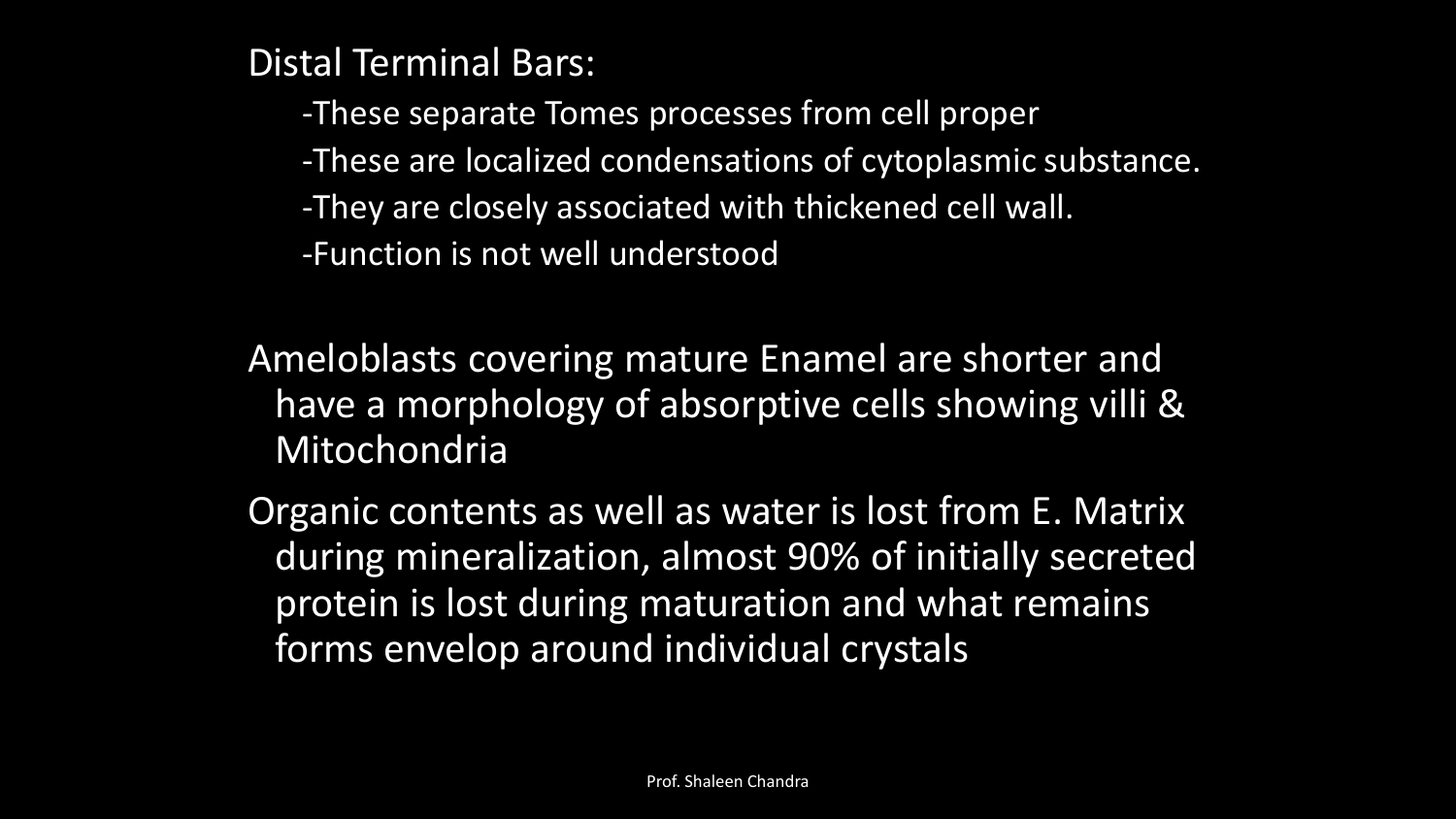Distal Terminal Bars:

- These separate Tomes processes from cell proper
- These are localized condensations of cytoplasmic substance.
- They are closely associated with thickened cell wall.
- Function is not well understood

Ameloblasts covering mature Enamel are shorter and have a morphology of absorptive cells showing villi & Mitochondria

Organic contents as well as water is lost from E. Matrix during mineralization, almost 90% of initially secreted protein is lost during maturation and what remains forms envelop around individual crystals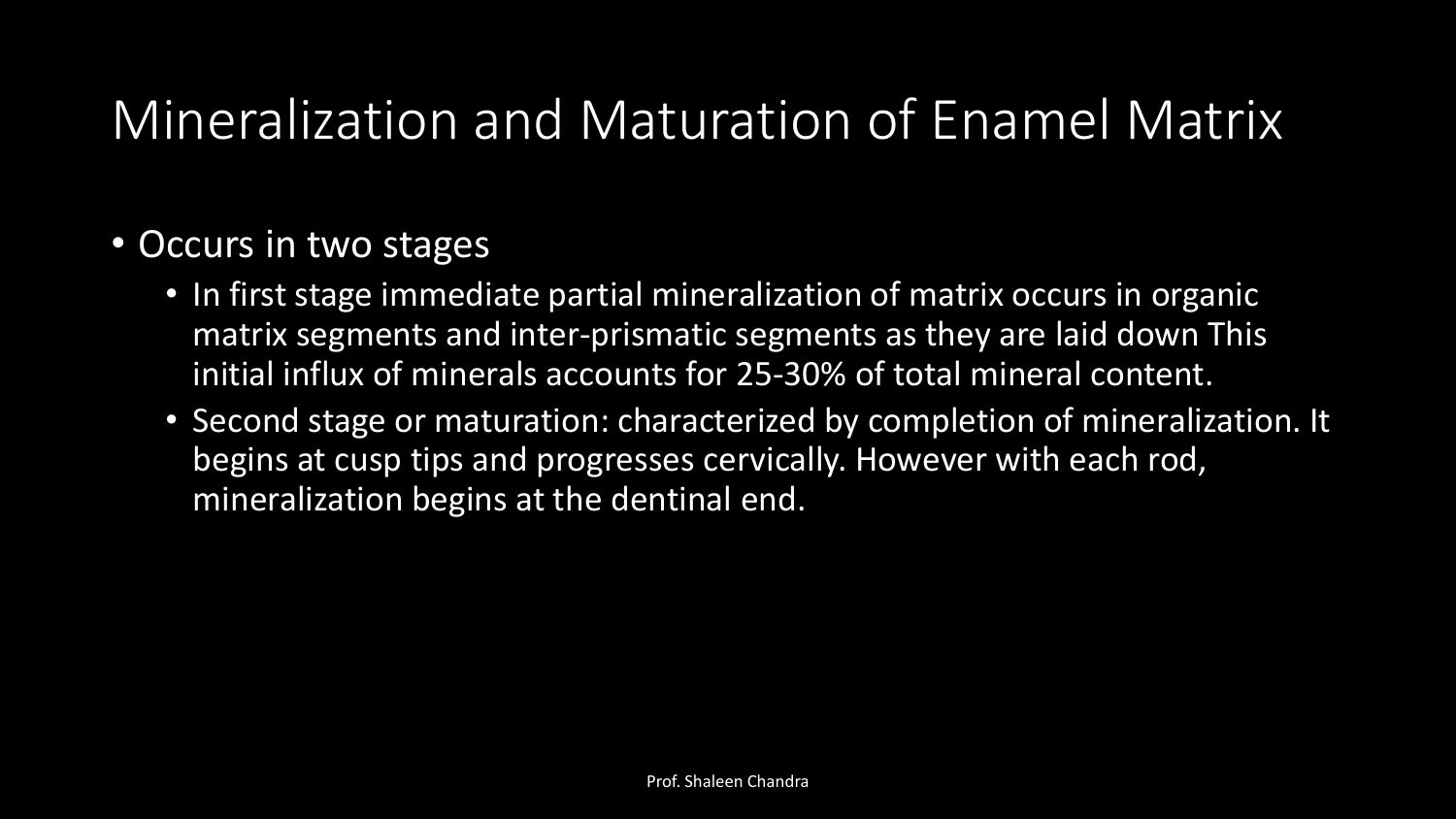# Mineralization and Maturation of Enamel Matrix

- Occurs in two stages
  - In first stage immediate partial mineralization of matrix occurs in organic matrix segments and inter-prismatic segments as they are laid down This initial influx of minerals accounts for 25-30% of total mineral content.
  - Second stage or maturation: characterized by completion of mineralization. It begins at cusp tips and progresses cervically. However with each rod, mineralization begins at the dentinal end.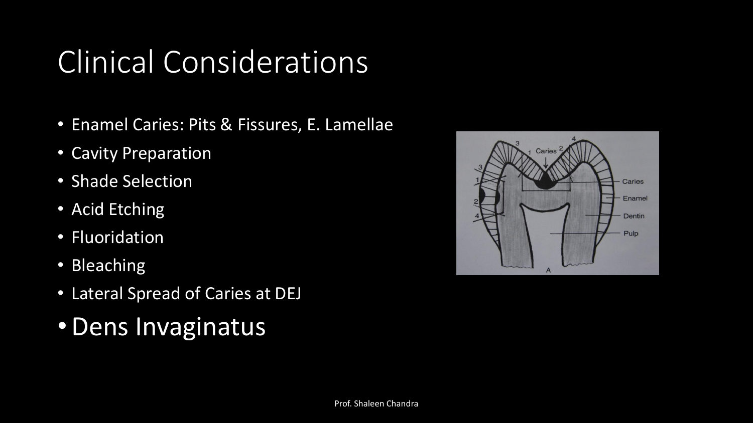# Clinical Considerations

- Enamel Caries: Pits & Fissures, E. Lamellae
- Cavity Preparation
- Shade Selection
- Acid Etching
- Fluoridation
- Bleaching
- Lateral Spread of Caries at DEJ
- Dens Invaginatus